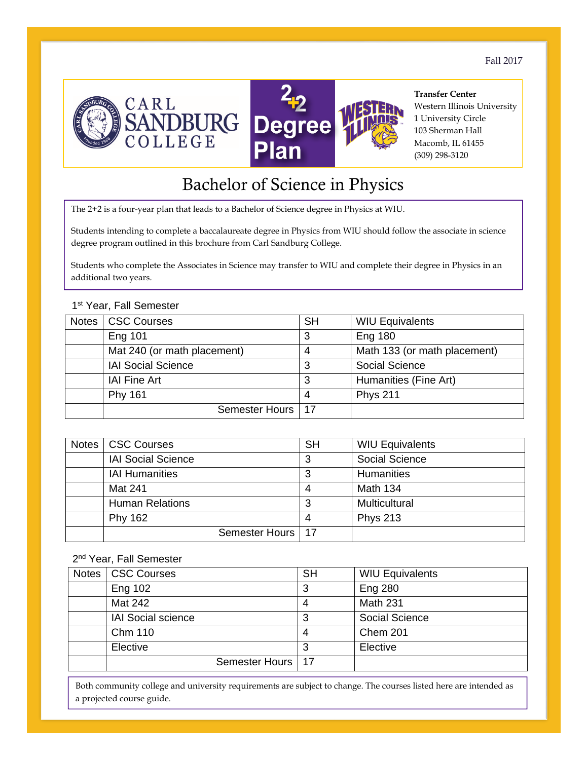Fall 2017

**Transfer Center**
Western Illinois University
1 University Circle
103 Sherman Hall
Macomb, IL 61455
(309) 298-3120

# Bachelor of Science in Physics

The 2+2 is a four-year plan that leads to a Bachelor of Science degree in Physics at WIU.

Students intending to complete a baccalaureate degree in Physics from WIU should follow the associate in science degree program outlined in this brochure from Carl Sandburg College.

Students who complete the Associates in Science may transfer to WIU and complete their degree in Physics in an additional two years.

1st Year, Fall Semester

| Notes | CSC Courses | SH | WIU Equivalents |
|---|---|---|---|
| | Eng 101 | 3 | Eng 180 |
| | Mat 240 (or math placement) | 4 | Math 133 (or math placement) |
| | IAI Social Science | 3 | Social Science |
| | IAI Fine Art | 3 | Humanities (Fine Art) |
| | Phy 161 | 4 | Phys 211 |
| | Semester Hours | 17 | |

| Notes | CSC Courses | SH | WIU Equivalents |
|---|---|---|---|
| | IAI Social Science | 3 | Social Science |
| | IAI Humanities | 3 | Humanities |
| | Mat 241 | 4 | Math 134 |
| | Human Relations | 3 | Multicultural |
| | Phy 162 | 4 | Phys 213 |
| | Semester Hours | 17 | |

2nd Year, Fall Semester

| Notes | CSC Courses | SH | WIU Equivalents |
|---|---|---|---|
| | Eng 102 | 3 | Eng 280 |
| | Mat 242 | 4 | Math 231 |
| | IAI Social science | 3 | Social Science |
| | Chm 110 | 4 | Chem 201 |
| | Elective | 3 | Elective |
| | Semester Hours | 17 | |

Both community college and university requirements are subject to change. The courses listed here are intended as a projected course guide.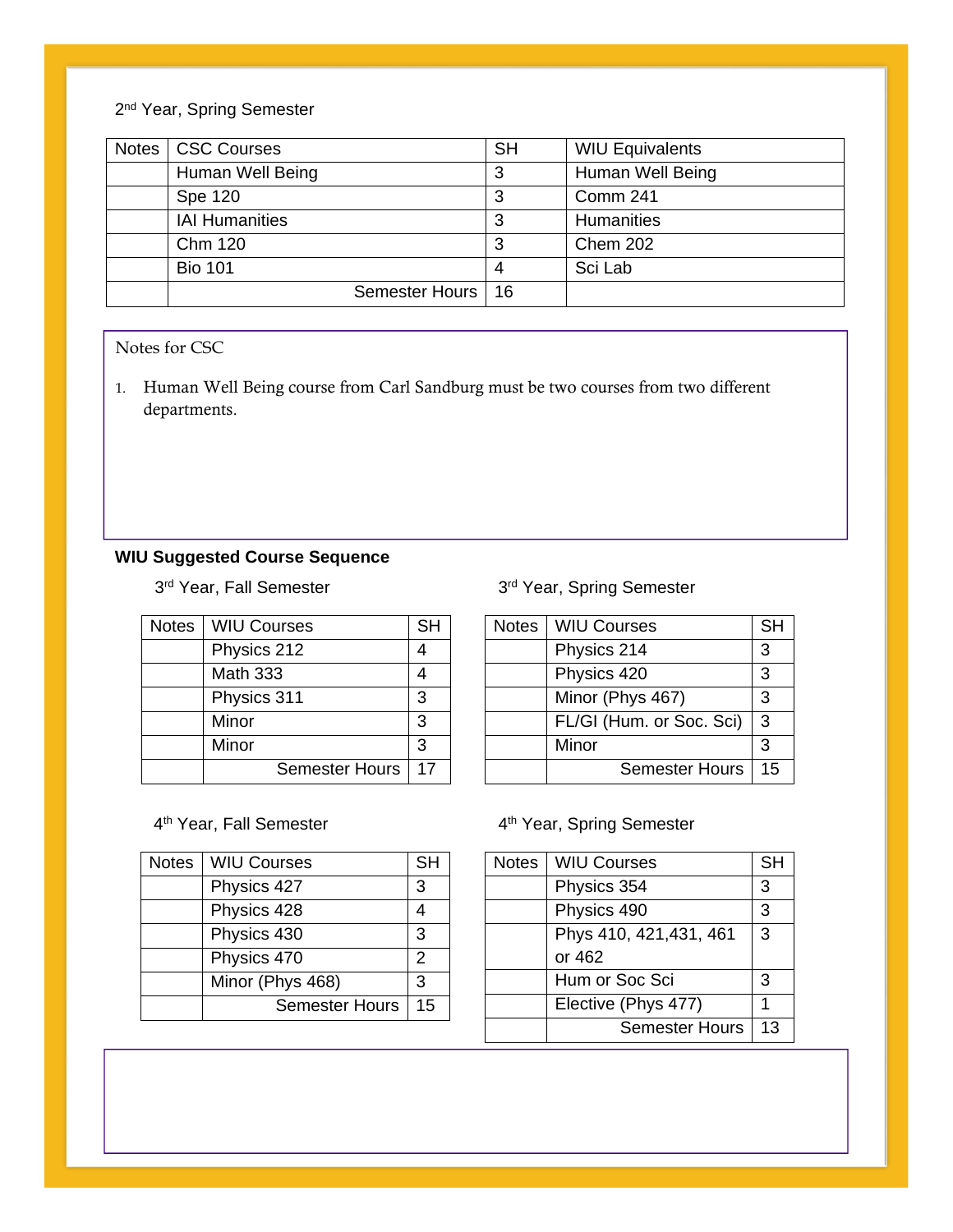2nd Year, Spring Semester

| Notes | CSC Courses | SH | WIU Equivalents |
|---|---|---|---|
| | Human Well Being | 3 | Human Well Being |
| | Spe 120 | 3 | Comm 241 |
| | IAI Humanities | 3 | Humanities |
| | Chm 120 | 3 | Chem 202 |
| | Bio 101 | 4 | Sci Lab |
| | Semester Hours | 16 | |

Notes for CSC

1. Human Well Being course from Carl Sandburg must be two courses from two different departments.

**WIU Suggested Course Sequence**

3rd Year, Fall Semester

| Notes | WIU Courses | SH |
|---|---|---|
| | Physics 212 | 4 |
| | Math 333 | 4 |
| | Physics 311 | 3 |
| | Minor | 3 |
| | Minor | 3 |
| | Semester Hours | 17 |

3rd Year, Spring Semester

| Notes | WIU Courses | SH |
|---|---|---|
| | Physics 214 | 3 |
| | Physics 420 | 3 |
| | Minor (Phys 467) | 3 |
| | FL/GI (Hum. or Soc. Sci) | 3 |
| | Minor | 3 |
| | Semester Hours | 15 |

4th Year, Fall Semester

| Notes | WIU Courses | SH |
|---|---|---|
| | Physics 427 | 3 |
| | Physics 428 | 4 |
| | Physics 430 | 3 |
| | Physics 470 | 2 |
| | Minor (Phys 468) | 3 |
| | Semester Hours | 15 |

4th Year, Spring Semester

| Notes | WIU Courses | SH |
|---|---|---|
| | Physics 354 | 3 |
| | Physics 490 | 3 |
| | Phys 410, 421,431, 461 or 462 | 3 |
| | Hum or Soc Sci | 3 |
| | Elective (Phys 477) | 1 |
| | Semester Hours | 13 |